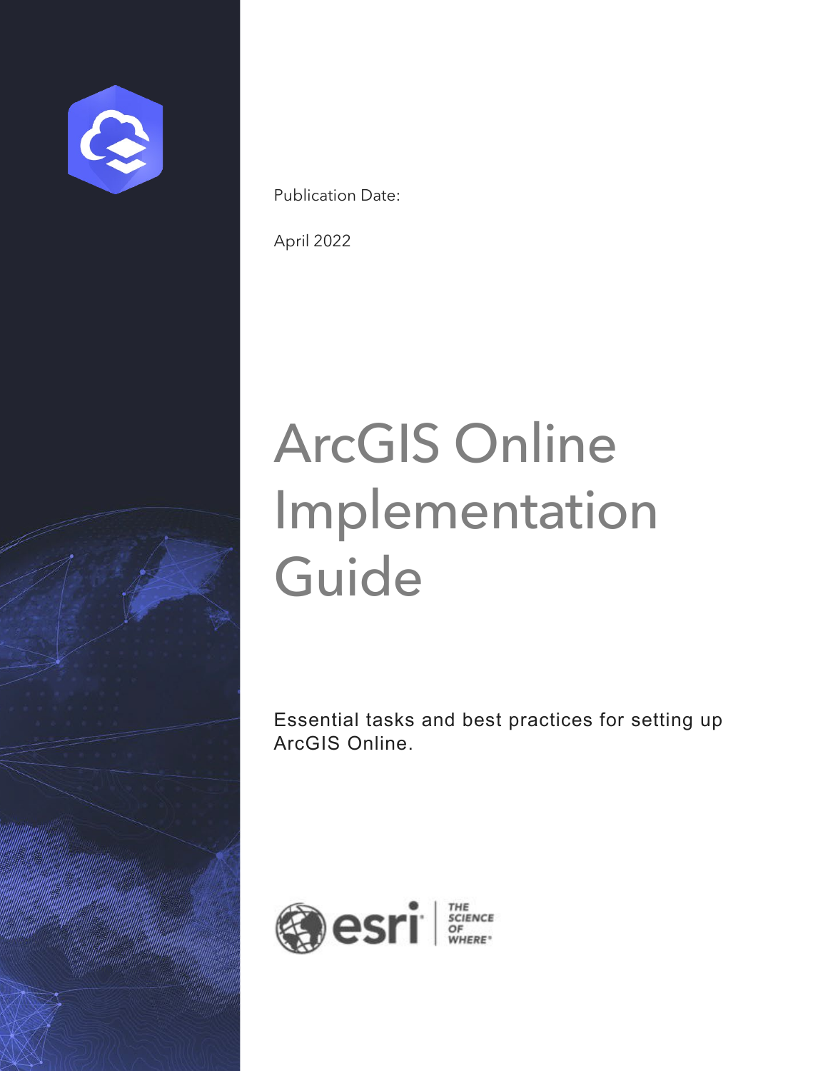Publication Date:

April 2022

# ArcGIS Online Implementation Guide

Essential tasks and best practices for setting up ArcGIS Online.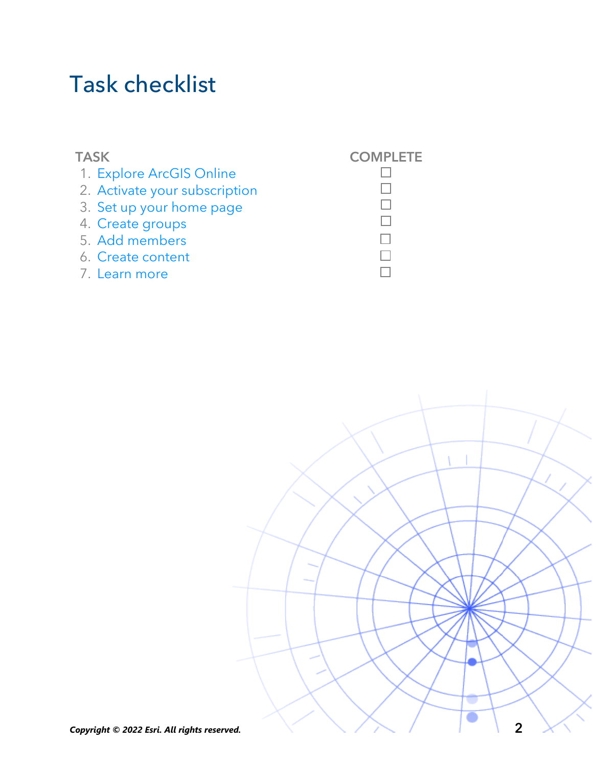# Task checklist

| TASK | COMPLETE |
| --- | --- |
| 1. Explore ArcGIS Online | ☐ |
| 2. Activate your subscription | ☐ |
| 3. Set up your home page | ☐ |
| 4. Create groups | ☐ |
| 5. Add members | ☐ |
| 6. Create content | ☐ |
| 7. Learn more | ☐ |

***Copyright © 2022 Esri. All rights reserved.***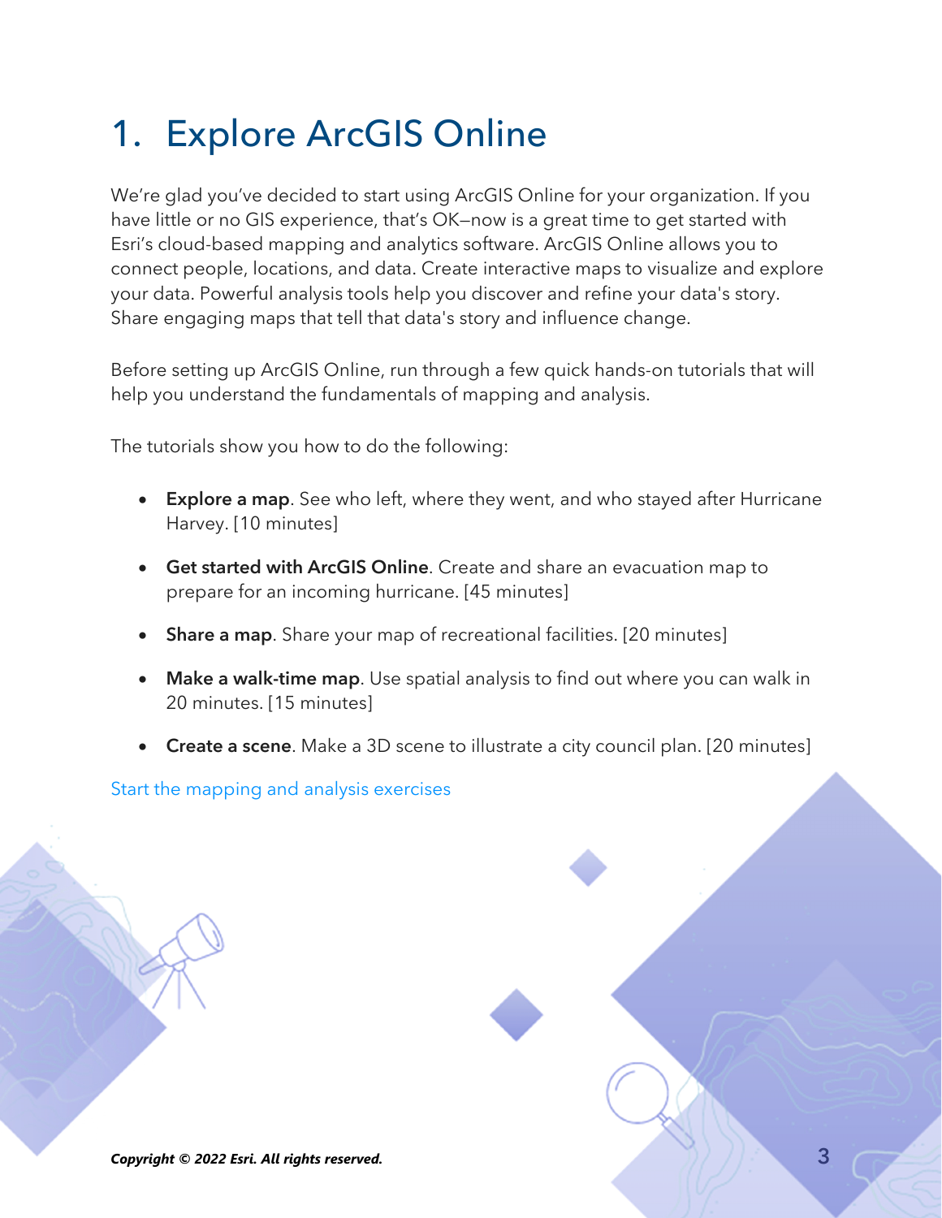# 1. Explore ArcGIS Online

We're glad you've decided to start using ArcGIS Online for your organization. If you have little or no GIS experience, that's OK—now is a great time to get started with Esri's cloud-based mapping and analytics software. ArcGIS Online allows you to connect people, locations, and data. Create interactive maps to visualize and explore your data. Powerful analysis tools help you discover and refine your data's story. Share engaging maps that tell that data's story and influence change.

Before setting up ArcGIS Online, run through a few quick hands-on tutorials that will help you understand the fundamentals of mapping and analysis.

The tutorials show you how to do the following:

- **Explore a map**. See who left, where they went, and who stayed after Hurricane Harvey. [10 minutes]
- **Get started with ArcGIS Online**. Create and share an evacuation map to prepare for an incoming hurricane. [45 minutes]
- **Share a map**. Share your map of recreational facilities. [20 minutes]
- **Make a walk-time map**. Use spatial analysis to find out where you can walk in 20 minutes. [15 minutes]
- **Create a scene**. Make a 3D scene to illustrate a city council plan. [20 minutes]

Start the mapping and analysis exercises

***Copyright © 2022 Esri. All rights reserved.***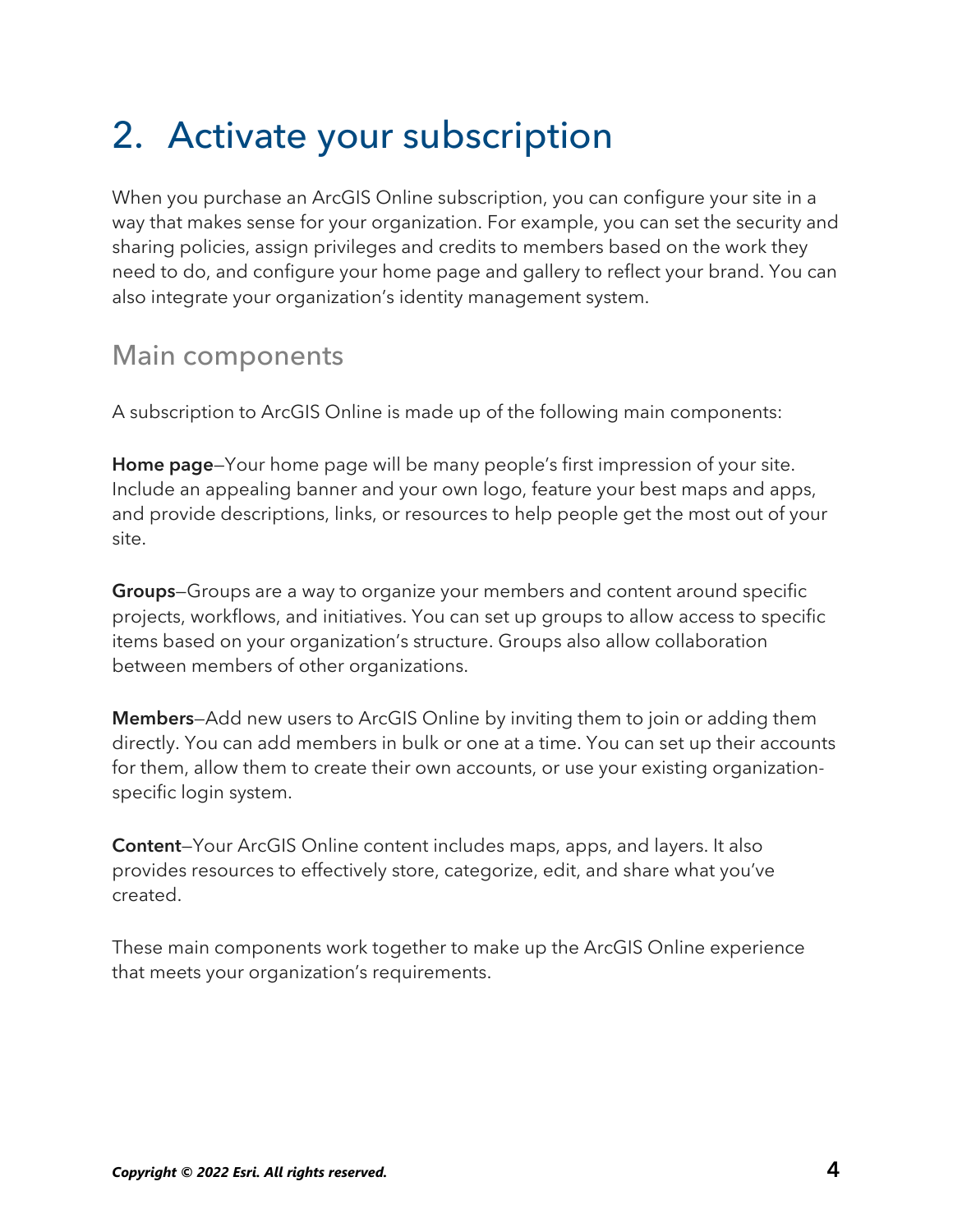# 2. Activate your subscription

When you purchase an ArcGIS Online subscription, you can configure your site in a way that makes sense for your organization. For example, you can set the security and sharing policies, assign privileges and credits to members based on the work they need to do, and configure your home page and gallery to reflect your brand. You can also integrate your organization's identity management system.

## Main components

A subscription to ArcGIS Online is made up of the following main components:

**Home page**—Your home page will be many people's first impression of your site. Include an appealing banner and your own logo, feature your best maps and apps, and provide descriptions, links, or resources to help people get the most out of your site.

**Groups**—Groups are a way to organize your members and content around specific projects, workflows, and initiatives. You can set up groups to allow access to specific items based on your organization's structure. Groups also allow collaboration between members of other organizations.

**Members**—Add new users to ArcGIS Online by inviting them to join or adding them directly. You can add members in bulk or one at a time. You can set up their accounts for them, allow them to create their own accounts, or use your existing organization-specific login system.

**Content**—Your ArcGIS Online content includes maps, apps, and layers. It also provides resources to effectively store, categorize, edit, and share what you've created.

These main components work together to make up the ArcGIS Online experience that meets your organization's requirements.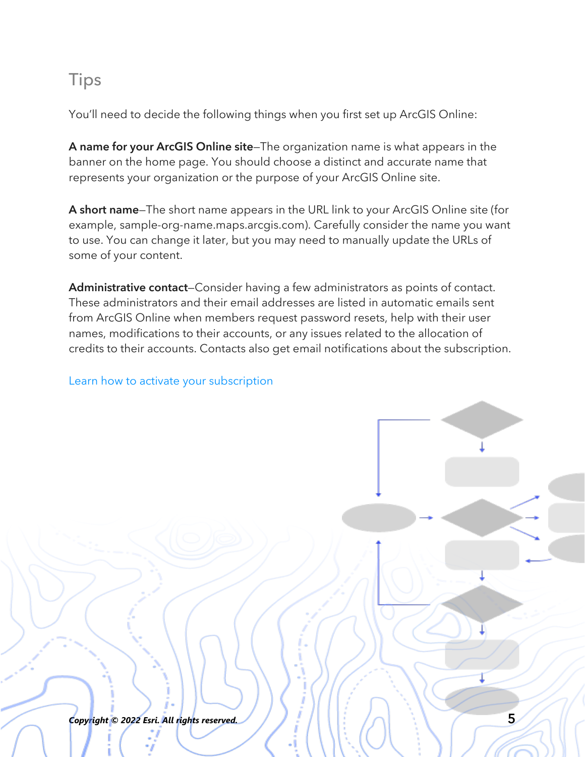## Tips

You'll need to decide the following things when you first set up ArcGIS Online:

**A name for your ArcGIS Online site**—The organization name is what appears in the banner on the home page. You should choose a distinct and accurate name that represents your organization or the purpose of your ArcGIS Online site.

**A short name**—The short name appears in the URL link to your ArcGIS Online site (for example, sample-org-name.maps.arcgis.com). Carefully consider the name you want to use. You can change it later, but you may need to manually update the URLs of some of your content.

**Administrative contact**—Consider having a few administrators as points of contact. These administrators and their email addresses are listed in automatic emails sent from ArcGIS Online when members request password resets, help with their user names, modifications to their accounts, or any issues related to the allocation of credits to their accounts. Contacts also get email notifications about the subscription.

Learn how to activate your subscription

*Copyright © 2022 Esri. All rights reserved.*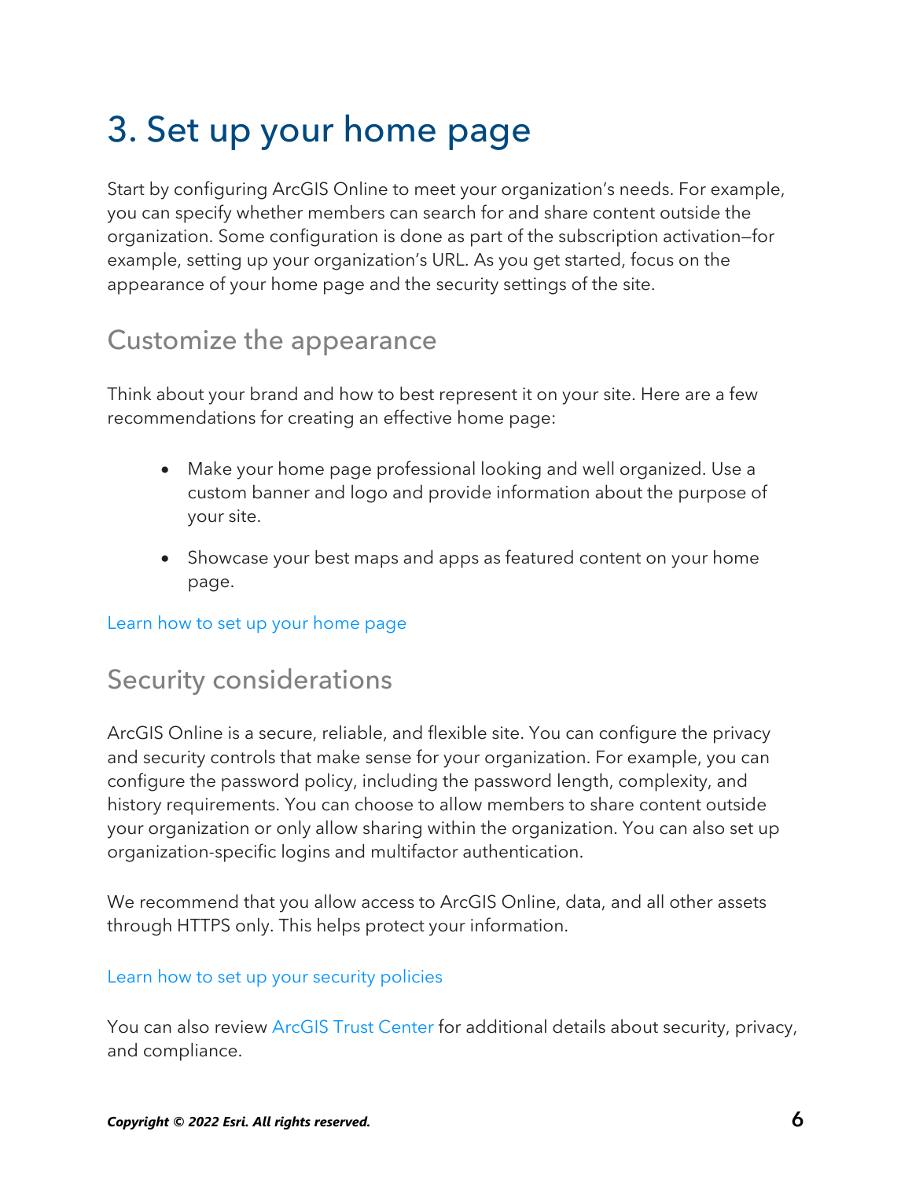# 3. Set up your home page

Start by configuring ArcGIS Online to meet your organization's needs. For example, you can specify whether members can search for and share content outside the organization. Some configuration is done as part of the subscription activation—for example, setting up your organization's URL. As you get started, focus on the appearance of your home page and the security settings of the site.

## Customize the appearance

Think about your brand and how to best represent it on your site. Here are a few recommendations for creating an effective home page:

- Make your home page professional looking and well organized. Use a custom banner and logo and provide information about the purpose of your site.
- Showcase your best maps and apps as featured content on your home page.

Learn how to set up your home page

## Security considerations

ArcGIS Online is a secure, reliable, and flexible site. You can configure the privacy and security controls that make sense for your organization. For example, you can configure the password policy, including the password length, complexity, and history requirements. You can choose to allow members to share content outside your organization or only allow sharing within the organization. You can also set up organization-specific logins and multifactor authentication.

We recommend that you allow access to ArcGIS Online, data, and all other assets through HTTPS only. This helps protect your information.

Learn how to set up your security policies

You can also review ArcGIS Trust Center for additional details about security, privacy, and compliance.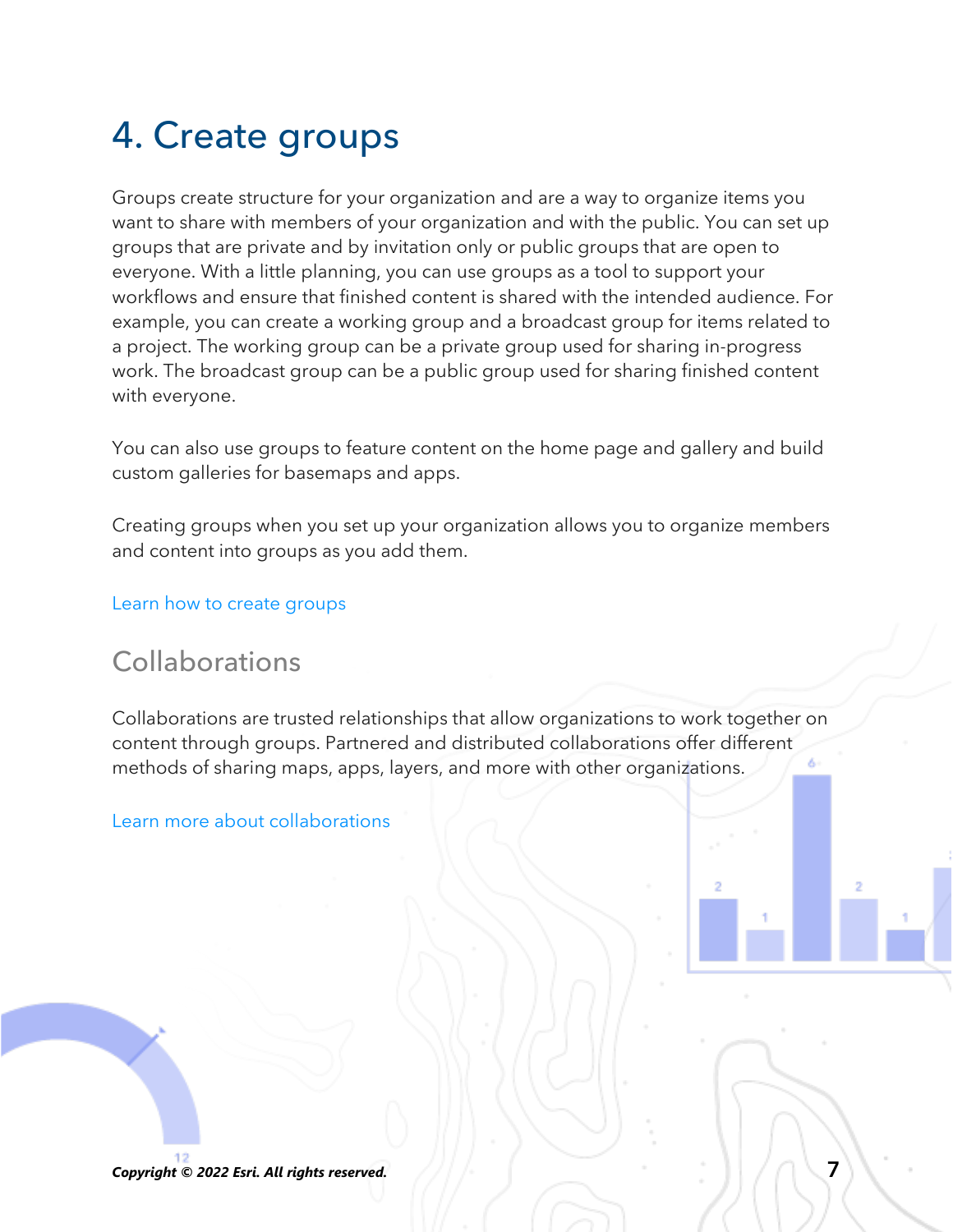# 4. Create groups

Groups create structure for your organization and are a way to organize items you want to share with members of your organization and with the public. You can set up groups that are private and by invitation only or public groups that are open to everyone. With a little planning, you can use groups as a tool to support your workflows and ensure that finished content is shared with the intended audience. For example, you can create a working group and a broadcast group for items related to a project. The working group can be a private group used for sharing in-progress work. The broadcast group can be a public group used for sharing finished content with everyone.

You can also use groups to feature content on the home page and gallery and build custom galleries for basemaps and apps.

Creating groups when you set up your organization allows you to organize members and content into groups as you add them.

Learn how to create groups

## Collaborations

Collaborations are trusted relationships that allow organizations to work together on content through groups. Partnered and distributed collaborations offer different methods of sharing maps, apps, layers, and more with other organizations.

Learn more about collaborations

***Copyright © 2022 Esri. All rights reserved.***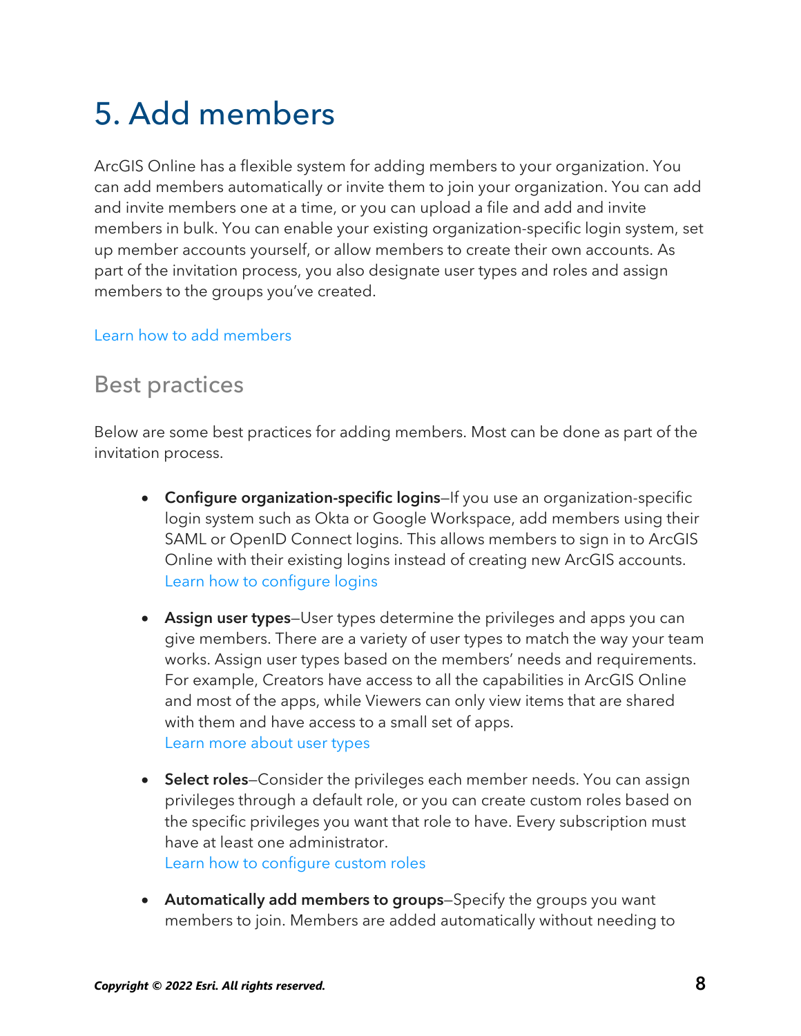# 5. Add members

ArcGIS Online has a flexible system for adding members to your organization. You can add members automatically or invite them to join your organization. You can add and invite members one at a time, or you can upload a file and add and invite members in bulk. You can enable your existing organization-specific login system, set up member accounts yourself, or allow members to create their own accounts. As part of the invitation process, you also designate user types and roles and assign members to the groups you've created.

Learn how to add members

## Best practices

Below are some best practices for adding members. Most can be done as part of the invitation process.

- **Configure organization-specific logins**—If you use an organization-specific login system such as Okta or Google Workspace, add members using their SAML or OpenID Connect logins. This allows members to sign in to ArcGIS Online with their existing logins instead of creating new ArcGIS accounts.
  Learn how to configure logins

- **Assign user types**—User types determine the privileges and apps you can give members. There are a variety of user types to match the way your team works. Assign user types based on the members' needs and requirements. For example, Creators have access to all the capabilities in ArcGIS Online and most of the apps, while Viewers can only view items that are shared with them and have access to a small set of apps.
  Learn more about user types

- **Select roles**—Consider the privileges each member needs. You can assign privileges through a default role, or you can create custom roles based on the specific privileges you want that role to have. Every subscription must have at least one administrator.
  Learn how to configure custom roles

- **Automatically add members to groups**—Specify the groups you want members to join. Members are added automatically without needing to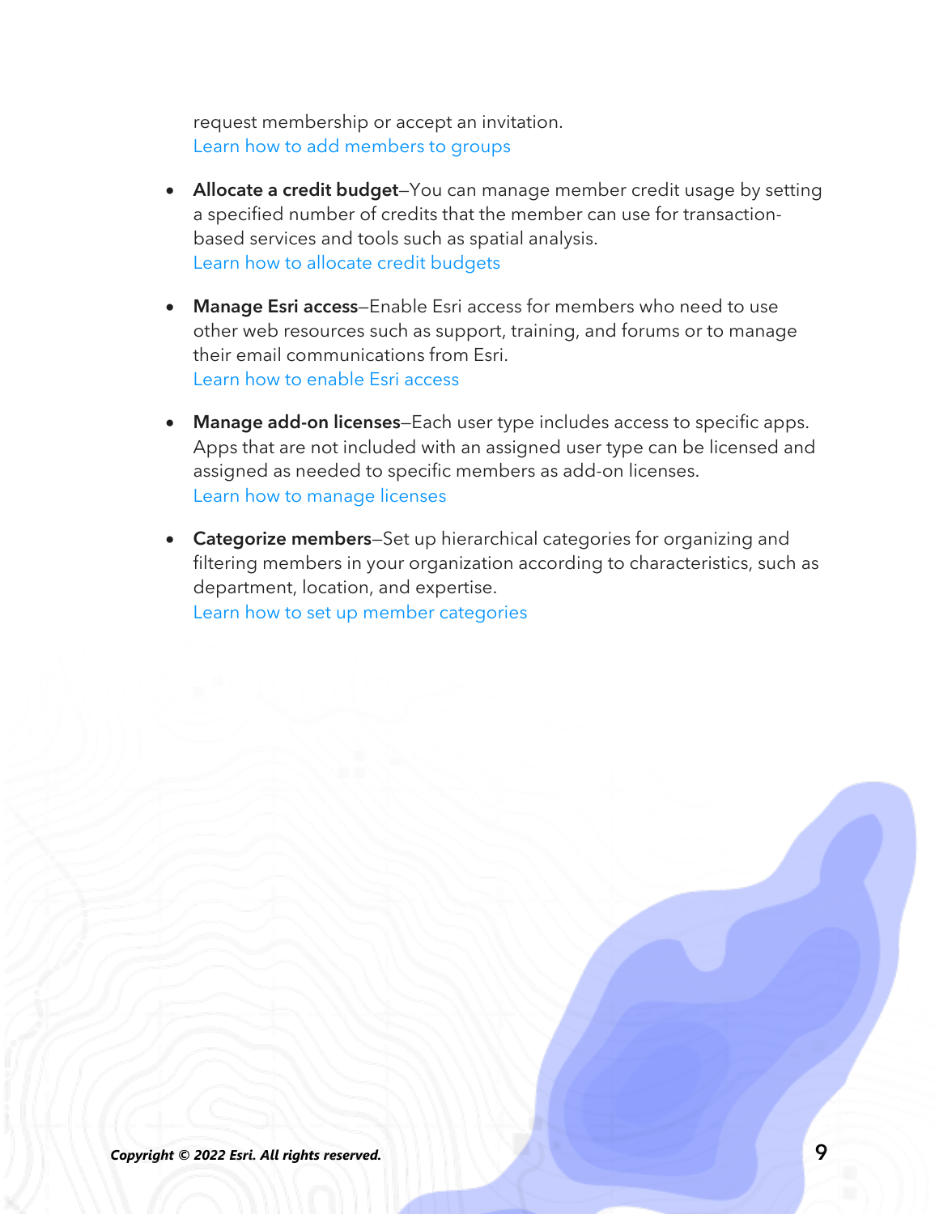request membership or accept an invitation.
Learn how to add members to groups

- **Allocate a credit budget**—You can manage member credit usage by setting a specified number of credits that the member can use for transaction-based services and tools such as spatial analysis.
  Learn how to allocate credit budgets

- **Manage Esri access**—Enable Esri access for members who need to use other web resources such as support, training, and forums or to manage their email communications from Esri.
  Learn how to enable Esri access

- **Manage add-on licenses**—Each user type includes access to specific apps. Apps that are not included with an assigned user type can be licensed and assigned as needed to specific members as add-on licenses.
  Learn how to manage licenses

- **Categorize members**—Set up hierarchical categories for organizing and filtering members in your organization according to characteristics, such as department, location, and expertise.
  Learn how to set up member categories

***Copyright © 2022 Esri. All rights reserved.***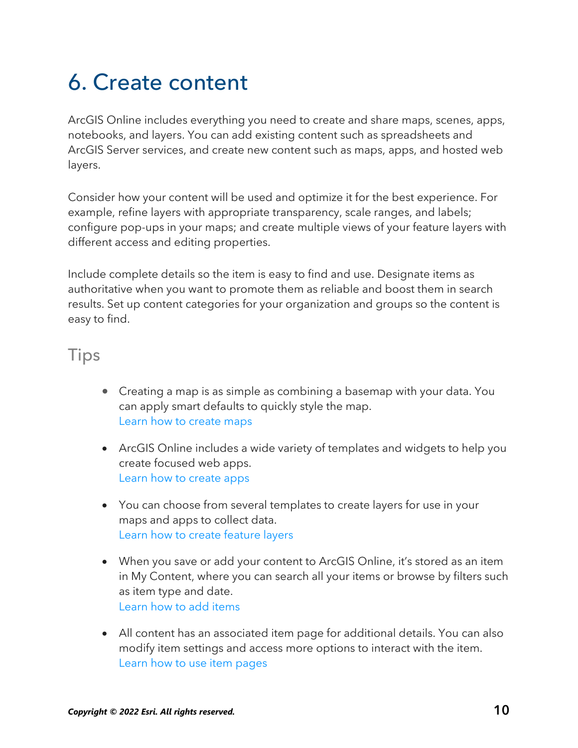# 6. Create content

ArcGIS Online includes everything you need to create and share maps, scenes, apps, notebooks, and layers. You can add existing content such as spreadsheets and ArcGIS Server services, and create new content such as maps, apps, and hosted web layers.

Consider how your content will be used and optimize it for the best experience. For example, refine layers with appropriate transparency, scale ranges, and labels; configure pop-ups in your maps; and create multiple views of your feature layers with different access and editing properties.

Include complete details so the item is easy to find and use. Designate items as authoritative when you want to promote them as reliable and boost them in search results. Set up content categories for your organization and groups so the content is easy to find.

## Tips

- Creating a map is as simple as combining a basemap with your data. You can apply smart defaults to quickly style the map.
  Learn how to create maps

- ArcGIS Online includes a wide variety of templates and widgets to help you create focused web apps.
  Learn how to create apps

- You can choose from several templates to create layers for use in your maps and apps to collect data.
  Learn how to create feature layers

- When you save or add your content to ArcGIS Online, it's stored as an item in My Content, where you can search all your items or browse by filters such as item type and date.
  Learn how to add items

- All content has an associated item page for additional details. You can also modify item settings and access more options to interact with the item.
  Learn how to use item pages

***Copyright © 2022 Esri. All rights reserved.***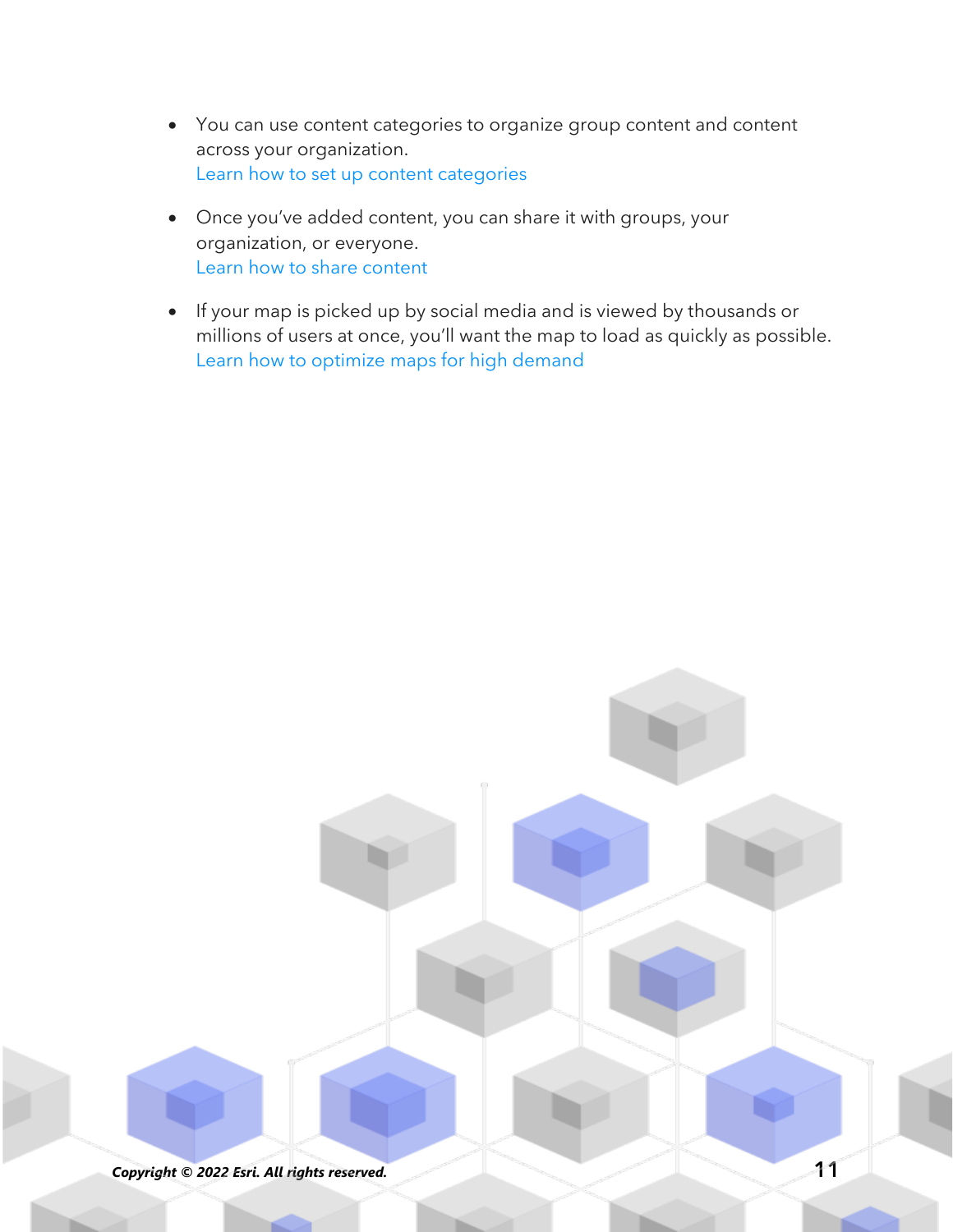- You can use content categories to organize group content and content across your organization.
  Learn how to set up content categories

- Once you've added content, you can share it with groups, your organization, or everyone.
  Learn how to share content

- If your map is picked up by social media and is viewed by thousands or millions of users at once, you'll want the map to load as quickly as possible.
  Learn how to optimize maps for high demand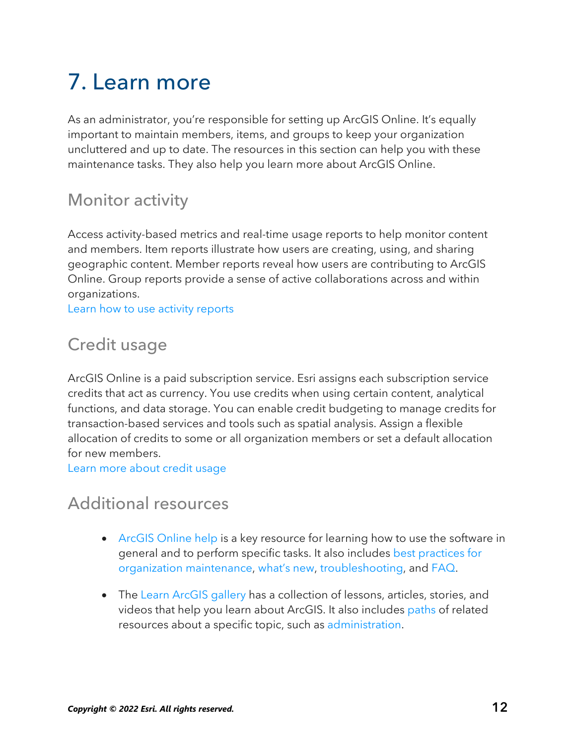# 7. Learn more

As an administrator, you're responsible for setting up ArcGIS Online. It's equally important to maintain members, items, and groups to keep your organization uncluttered and up to date. The resources in this section can help you with these maintenance tasks. They also help you learn more about ArcGIS Online.

## Monitor activity

Access activity-based metrics and real-time usage reports to help monitor content and members. Item reports illustrate how users are creating, using, and sharing geographic content. Member reports reveal how users are contributing to ArcGIS Online. Group reports provide a sense of active collaborations across and within organizations.
Learn how to use activity reports

## Credit usage

ArcGIS Online is a paid subscription service. Esri assigns each subscription service credits that act as currency. You use credits when using certain content, analytical functions, and data storage. You can enable credit budgeting to manage credits for transaction-based services and tools such as spatial analysis. Assign a flexible allocation of credits to some or all organization members or set a default allocation for new members.
Learn more about credit usage

## Additional resources

- ArcGIS Online help is a key resource for learning how to use the software in general and to perform specific tasks. It also includes best practices for organization maintenance, what's new, troubleshooting, and FAQ.
- The Learn ArcGIS gallery has a collection of lessons, articles, stories, and videos that help you learn about ArcGIS. It also includes paths of related resources about a specific topic, such as administration.

***Copyright © 2022 Esri. All rights reserved.***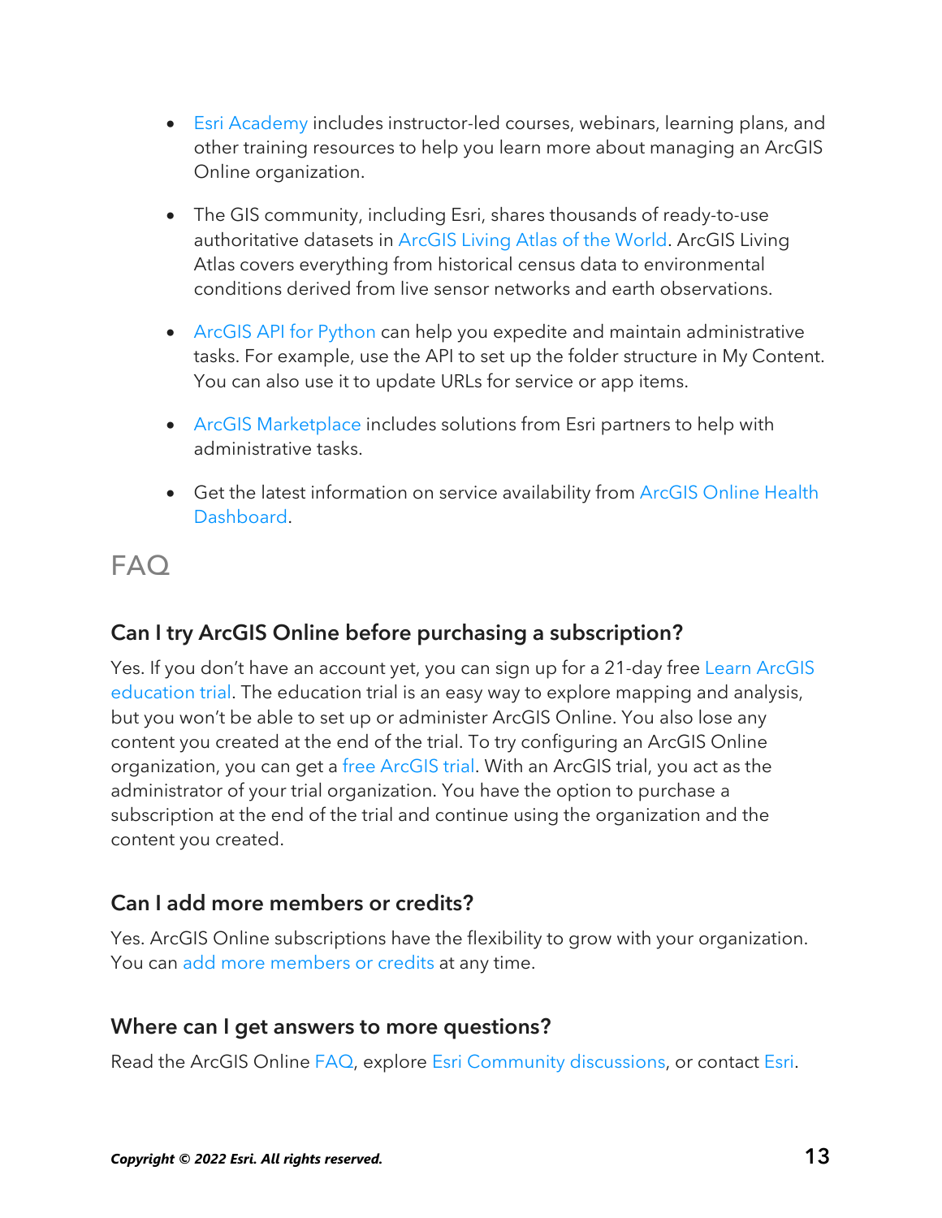- Esri Academy includes instructor-led courses, webinars, learning plans, and other training resources to help you learn more about managing an ArcGIS Online organization.

- The GIS community, including Esri, shares thousands of ready-to-use authoritative datasets in ArcGIS Living Atlas of the World. ArcGIS Living Atlas covers everything from historical census data to environmental conditions derived from live sensor networks and earth observations.

- ArcGIS API for Python can help you expedite and maintain administrative tasks. For example, use the API to set up the folder structure in My Content. You can also use it to update URLs for service or app items.

- ArcGIS Marketplace includes solutions from Esri partners to help with administrative tasks.

- Get the latest information on service availability from ArcGIS Online Health Dashboard.

## FAQ

### Can I try ArcGIS Online before purchasing a subscription?

Yes. If you don't have an account yet, you can sign up for a 21-day free Learn ArcGIS education trial. The education trial is an easy way to explore mapping and analysis, but you won't be able to set up or administer ArcGIS Online. You also lose any content you created at the end of the trial. To try configuring an ArcGIS Online organization, you can get a free ArcGIS trial. With an ArcGIS trial, you act as the administrator of your trial organization. You have the option to purchase a subscription at the end of the trial and continue using the organization and the content you created.

### Can I add more members or credits?

Yes. ArcGIS Online subscriptions have the flexibility to grow with your organization. You can add more members or credits at any time.

### Where can I get answers to more questions?

Read the ArcGIS Online FAQ, explore Esri Community discussions, or contact Esri.

***Copyright © 2022 Esri. All rights reserved.***